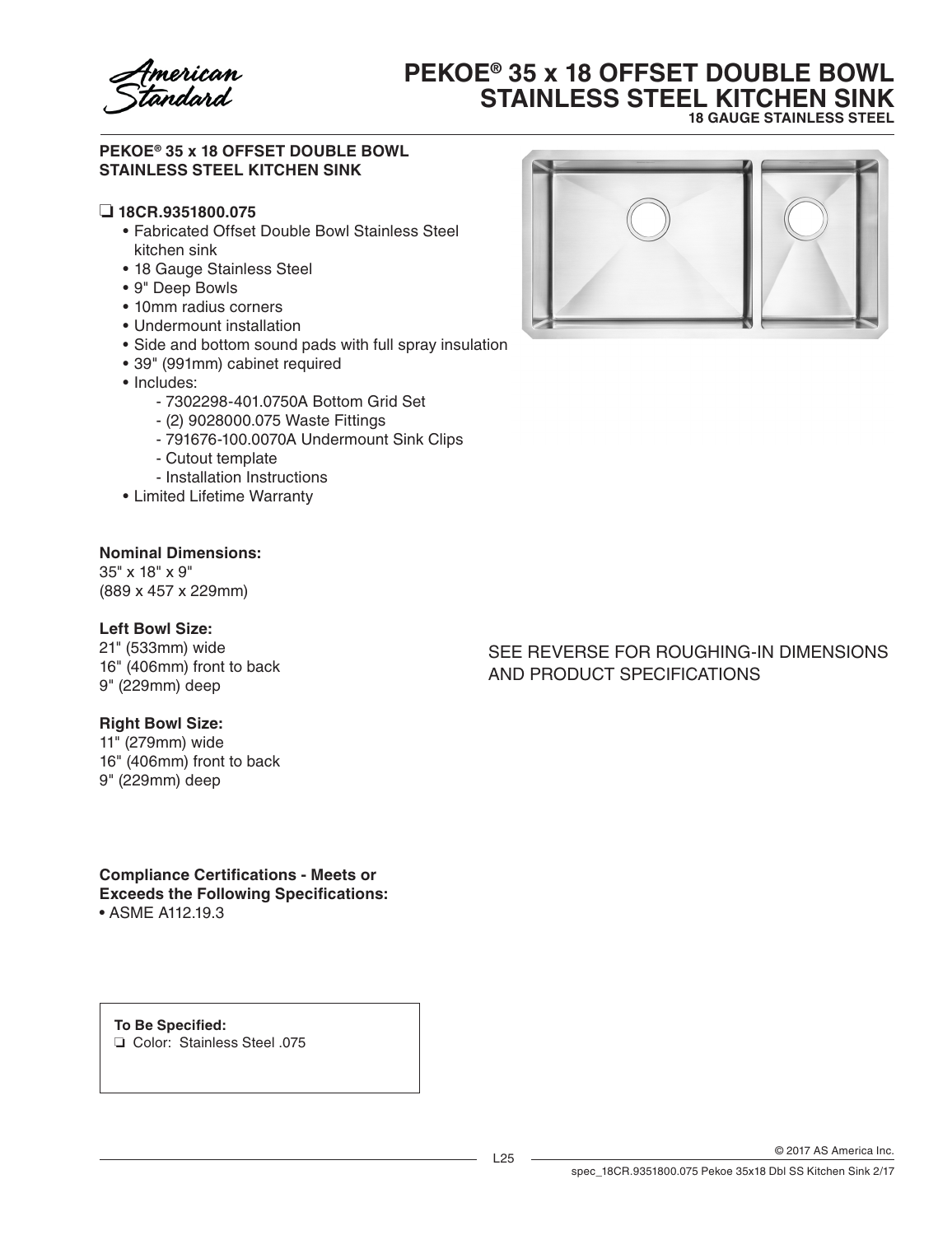# PEKOE® 35 x 18 OFFSET DOUBLE BOWL STAINLESS STEEL KITCHEN SINK

**18 GAUGE STAINLESS STEEL**

## PEKOE® 35 x 18 OFFSET DOUBLE BOWL STAINLESS STEEL KITCHEN SINK

❏ **18CR.9351800.075**

- Fabricated Offset Double Bowl Stainless Steel kitchen sink
- 18 Gauge Stainless Steel
- 9" Deep Bowls
- 10mm radius corners
- Undermount installation
- Side and bottom sound pads with full spray insulation
- 39" (991mm) cabinet required
- Includes:
  - 7302298-401.0750A Bottom Grid Set
  - (2) 9028000.075 Waste Fittings
  - 791676-100.0070A Undermount Sink Clips
  - Cutout template
  - Installation Instructions
- Limited Lifetime Warranty

**Nominal Dimensions:**
35" x 18" x 9"
(889 x 457 x 229mm)

**Left Bowl Size:**
21" (533mm) wide
16" (406mm) front to back
9" (229mm) deep

**Right Bowl Size:**
11" (279mm) wide
16" (406mm) front to back
9" (229mm) deep

SEE REVERSE FOR ROUGHING-IN DIMENSIONS AND PRODUCT SPECIFICATIONS

**Compliance Certifications - Meets or Exceeds the Following Specifications:**
- ASME A112.19.3

**To Be Specified:**
❏ Color: Stainless Steel .075

© 2017 AS America Inc.
spec_18CR.9351800.075 Pekoe 35x18 Dbl SS Kitchen Sink 2/17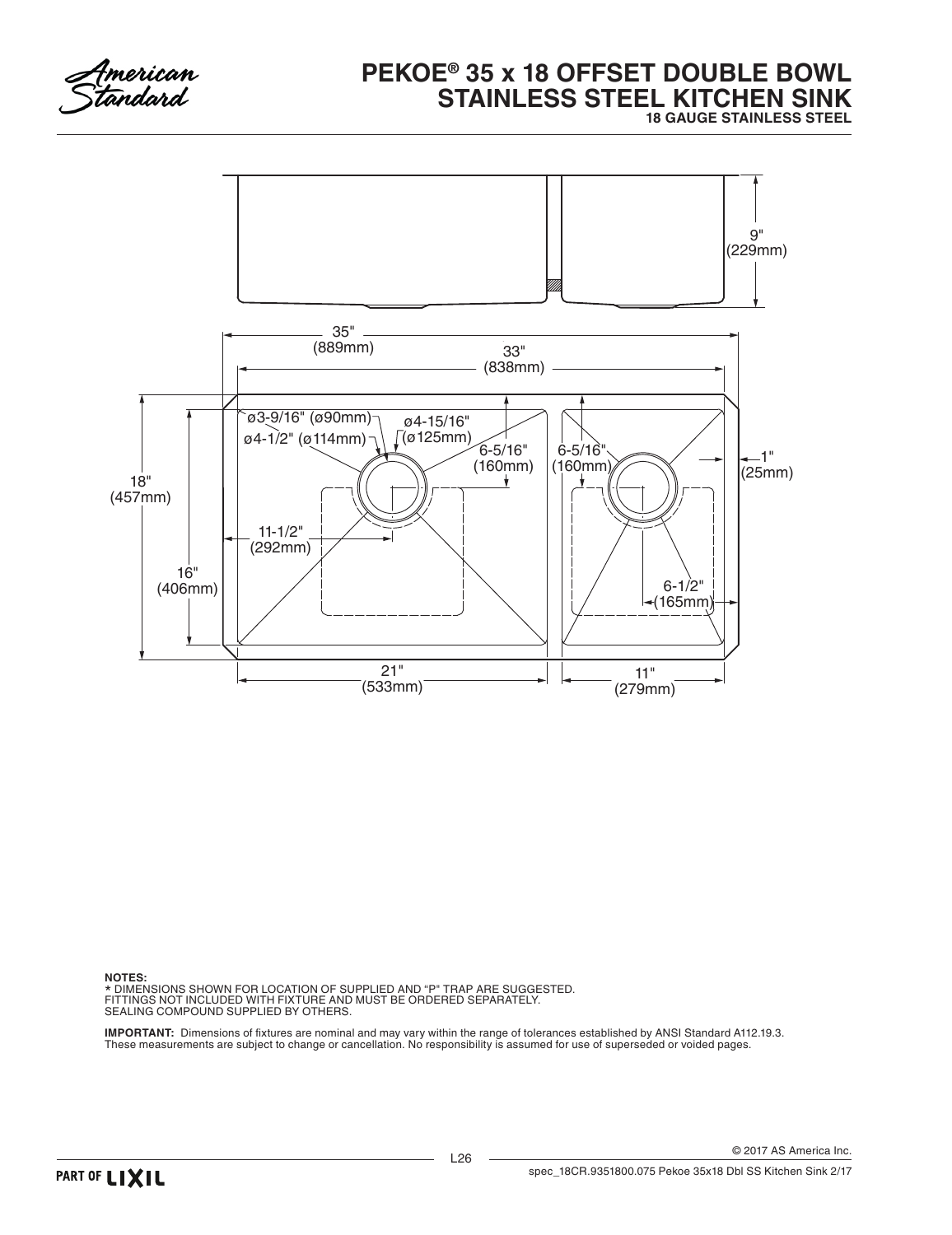American Standard

# PEKOE® 35 x 18 OFFSET DOUBLE BOWL STAINLESS STEEL KITCHEN SINK

**18 GAUGE STAINLESS STEEL**

9" (229mm)

35" (889mm)

33" (838mm)

ø3-9/16" (ø90mm)

ø4-1/2" (ø114mm)

ø4-15/16" (ø125mm)

6-5/16" (160mm)

6-5/16" (160mm)

1" (25mm)

18" (457mm)

16" (406mm)

11-1/2" (292mm)

6-1/2" (165mm)

21" (533mm)

11" (279mm)

**NOTES:**
* DIMENSIONS SHOWN FOR LOCATION OF SUPPLIED AND "P" TRAP ARE SUGGESTED.
FITTINGS NOT INCLUDED WITH FIXTURE AND MUST BE ORDERED SEPARATELY.
SEALING COMPOUND SUPPLIED BY OTHERS.

**IMPORTANT:** Dimensions of fixtures are nominal and may vary within the range of tolerances established by ANSI Standard A112.19.3. These measurements are subject to change or cancellation. No responsibility is assumed for use of superseded or voided pages.

© 2017 AS America Inc.

spec_18CR.9351800.075 Pekoe 35x18 Dbl SS Kitchen Sink 2/17